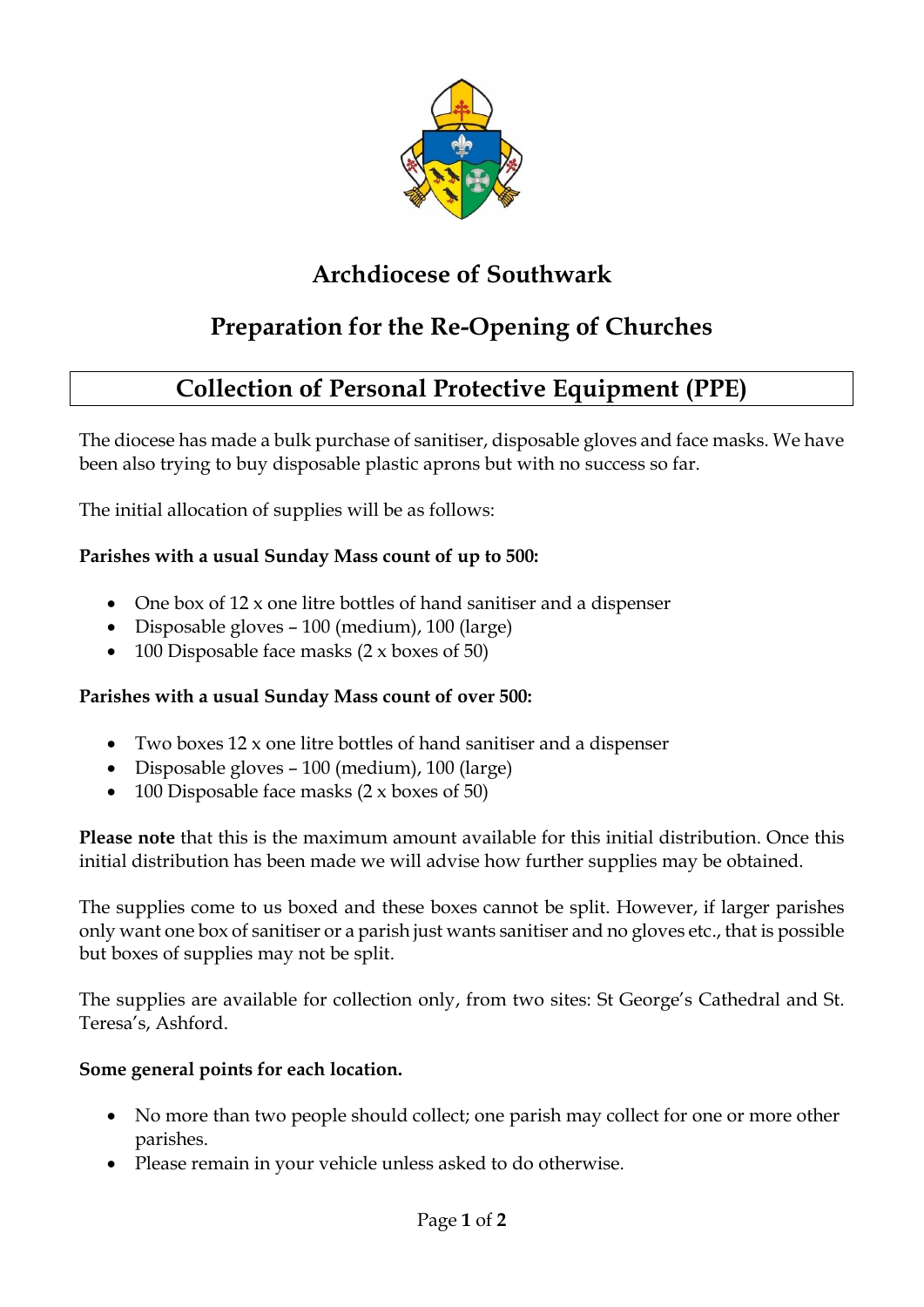# Archdiocese of Southwark

## Preparation for the Re-Opening of Churches

## Collection of Personal Protective Equipment (PPE)

The diocese has made a bulk purchase of sanitiser, disposable gloves and face masks. We have been also trying to buy disposable plastic aprons but with no success so far.

The initial allocation of supplies will be as follows:

**Parishes with a usual Sunday Mass count of up to 500:**

- One box of 12 x one litre bottles of hand sanitiser and a dispenser
- Disposable gloves – 100 (medium), 100 (large)
- 100 Disposable face masks (2 x boxes of 50)

**Parishes with a usual Sunday Mass count of over 500:**

- Two boxes 12 x one litre bottles of hand sanitiser and a dispenser
- Disposable gloves – 100 (medium), 100 (large)
- 100 Disposable face masks (2 x boxes of 50)

**Please note** that this is the maximum amount available for this initial distribution. Once this initial distribution has been made we will advise how further supplies may be obtained.

The supplies come to us boxed and these boxes cannot be split. However, if larger parishes only want one box of sanitiser or a parish just wants sanitiser and no gloves etc., that is possible but boxes of supplies may not be split.

The supplies are available for collection only, from two sites: St George's Cathedral and St. Teresa's, Ashford.

**Some general points for each location.**

- No more than two people should collect; one parish may collect for one or more other parishes.
- Please remain in your vehicle unless asked to do otherwise.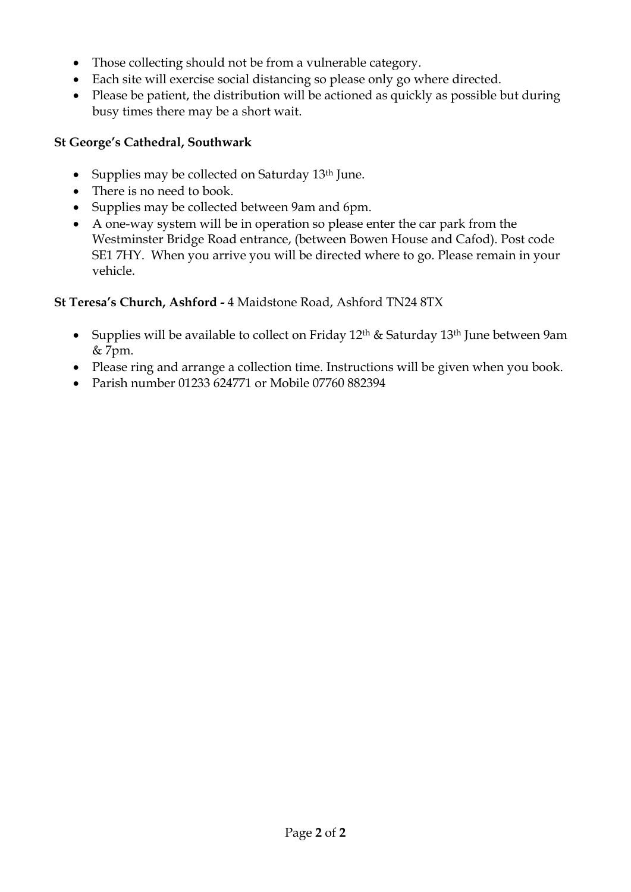- Those collecting should not be from a vulnerable category.
- Each site will exercise social distancing so please only go where directed.
- Please be patient, the distribution will be actioned as quickly as possible but during busy times there may be a short wait.

**St George's Cathedral, Southwark**

- Supplies may be collected on Saturday 13th June.
- There is no need to book.
- Supplies may be collected between 9am and 6pm.
- A one-way system will be in operation so please enter the car park from the Westminster Bridge Road entrance, (between Bowen House and Cafod). Post code SE1 7HY. When you arrive you will be directed where to go. Please remain in your vehicle.

**St Teresa's Church, Ashford -** 4 Maidstone Road, Ashford TN24 8TX

- Supplies will be available to collect on Friday 12th & Saturday 13th June between 9am & 7pm.
- Please ring and arrange a collection time. Instructions will be given when you book.
- Parish number 01233 624771 or Mobile 07760 882394